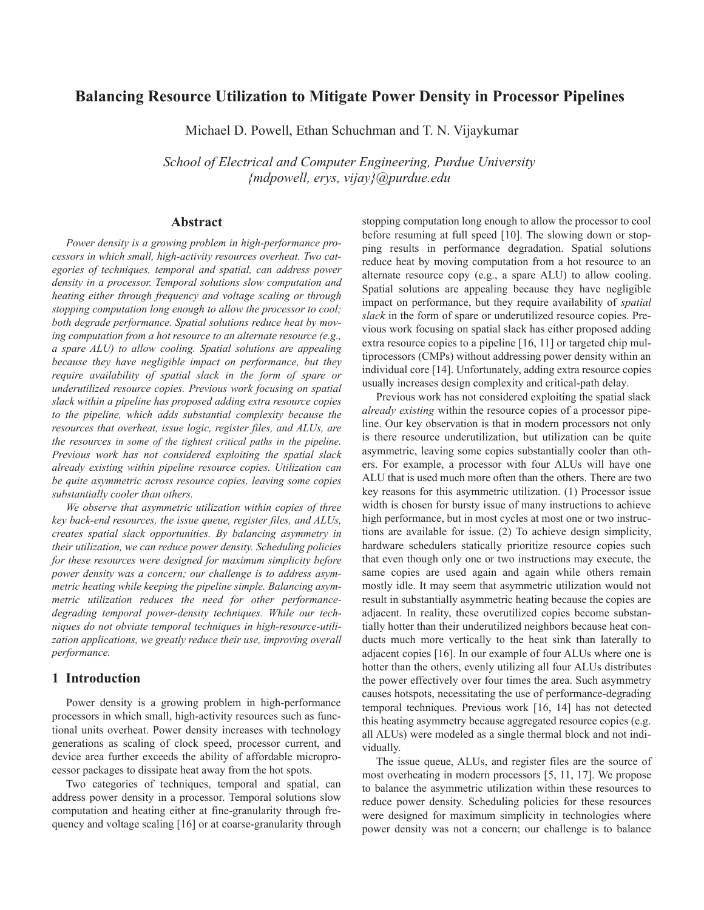# Balancing Resource Utilization to Mitigate Power Density in Processor Pipelines

Michael D. Powell, Ethan Schuchman and T. N. Vijaykumar

*School of Electrical and Computer Engineering, Purdue University*
*{mdpowell, erys, vijay}@purdue.edu*

## Abstract

*Power density is a growing problem in high-performance processors in which small, high-activity resources overheat. Two categories of techniques, temporal and spatial, can address power density in a processor. Temporal solutions slow computation and heating either through frequency and voltage scaling or through stopping computation long enough to allow the processor to cool; both degrade performance. Spatial solutions reduce heat by moving computation from a hot resource to an alternate resource (e.g., a spare ALU) to allow cooling. Spatial solutions are appealing because they have negligible impact on performance, but they require availability of spatial slack in the form of spare or underutilized resource copies. Previous work focusing on spatial slack within a pipeline has proposed adding extra resource copies to the pipeline, which adds substantial complexity because the resources that overheat, issue logic, register files, and ALUs, are the resources in some of the tightest critical paths in the pipeline. Previous work has not considered exploiting the spatial slack already existing within pipeline resource copies. Utilization can be quite asymmetric across resource copies, leaving some copies substantially cooler than others.*

*We observe that asymmetric utilization within copies of three key back-end resources, the issue queue, register files, and ALUs, creates spatial slack opportunities. By balancing asymmetry in their utilization, we can reduce power density. Scheduling policies for these resources were designed for maximum simplicity before power density was a concern; our challenge is to address asymmetric heating while keeping the pipeline simple. Balancing asymmetric utilization reduces the need for other performance-degrading temporal power-density techniques. While our techniques do not obviate temporal techniques in high-resource-utilization applications, we greatly reduce their use, improving overall performance.*

## 1 Introduction

Power density is a growing problem in high-performance processors in which small, high-activity resources such as functional units overheat. Power density increases with technology generations as scaling of clock speed, processor current, and device area further exceeds the ability of affordable microprocessor packages to dissipate heat away from the hot spots.

Two categories of techniques, temporal and spatial, can address power density in a processor. Temporal solutions slow computation and heating either at fine-granularity through frequency and voltage scaling [16] or at coarse-granularity through stopping computation long enough to allow the processor to cool before resuming at full speed [10]. The slowing down or stopping results in performance degradation. Spatial solutions reduce heat by moving computation from a hot resource to an alternate resource copy (e.g., a spare ALU) to allow cooling. Spatial solutions are appealing because they have negligible impact on performance, but they require availability of *spatial slack* in the form of spare or underutilized resource copies. Previous work focusing on spatial slack has either proposed adding extra resource copies to a pipeline [16, 11] or targeted chip multiprocessors (CMPs) without addressing power density within an individual core [14]. Unfortunately, adding extra resource copies usually increases design complexity and critical-path delay.

Previous work has not considered exploiting the spatial slack *already existing* within the resource copies of a processor pipeline. Our key observation is that in modern processors not only is there resource underutilization, but utilization can be quite asymmetric, leaving some copies substantially cooler than others. For example, a processor with four ALUs will have one ALU that is used much more often than the others. There are two key reasons for this asymmetric utilization. (1) Processor issue width is chosen for bursty issue of many instructions to achieve high performance, but in most cycles at most one or two instructions are available for issue. (2) To achieve design simplicity, hardware schedulers statically prioritize resource copies such that even though only one or two instructions may execute, the same copies are used again and again while others remain mostly idle. It may seem that asymmetric utilization would not result in substantially asymmetric heating because the copies are adjacent. In reality, these overutilized copies become substantially hotter than their underutilized neighbors because heat conducts much more vertically to the heat sink than laterally to adjacent copies [16]. In our example of four ALUs where one is hotter than the others, evenly utilizing all four ALUs distributes the power effectively over four times the area. Such asymmetry causes hotspots, necessitating the use of performance-degrading temporal techniques. Previous work [16, 14] has not detected this heating asymmetry because aggregated resource copies (e.g. all ALUs) were modeled as a single thermal block and not individually.

The issue queue, ALUs, and register files are the source of most overheating in modern processors [5, 11, 17]. We propose to balance the asymmetric utilization within these resources to reduce power density. Scheduling policies for these resources were designed for maximum simplicity in technologies where power density was not a concern; our challenge is to balance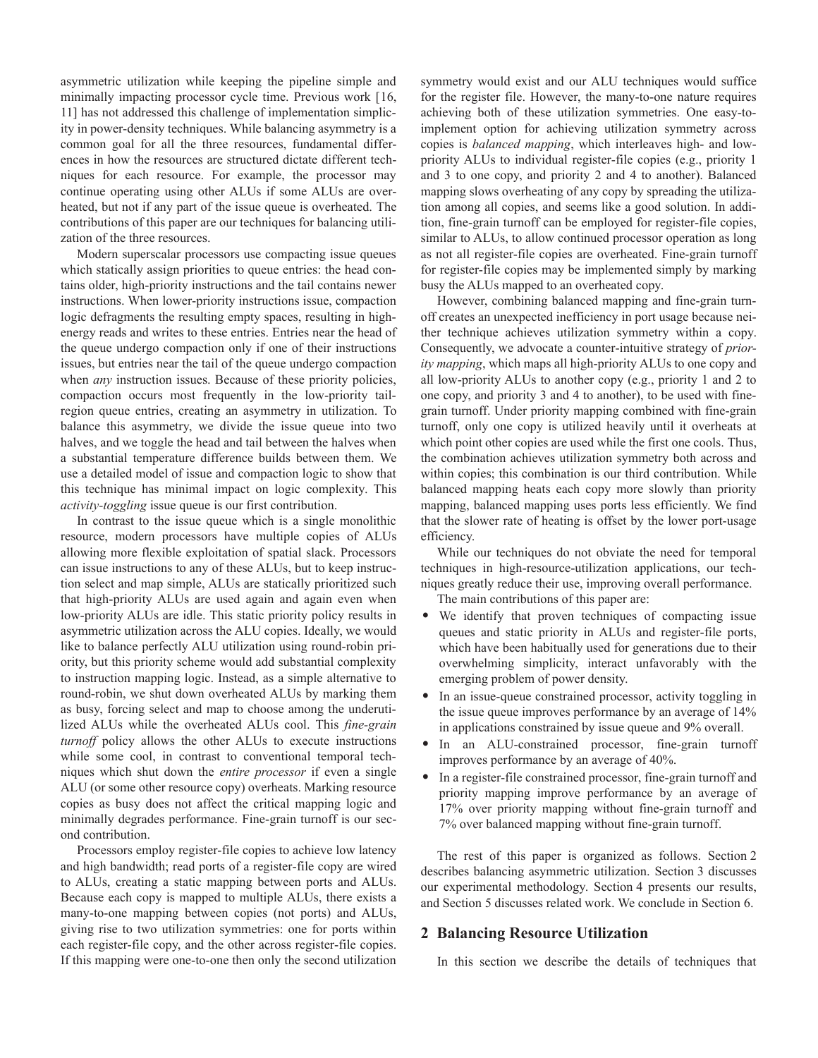asymmetric utilization while keeping the pipeline simple and minimally impacting processor cycle time. Previous work [16, 11] has not addressed this challenge of implementation simplicity in power-density techniques. While balancing asymmetry is a common goal for all the three resources, fundamental differences in how the resources are structured dictate different techniques for each resource. For example, the processor may continue operating using other ALUs if some ALUs are overheated, but not if any part of the issue queue is overheated. The contributions of this paper are our techniques for balancing utilization of the three resources.

Modern superscalar processors use compacting issue queues which statically assign priorities to queue entries: the head contains older, high-priority instructions and the tail contains newer instructions. When lower-priority instructions issue, compaction logic defragments the resulting empty spaces, resulting in high-energy reads and writes to these entries. Entries near the head of the queue undergo compaction only if one of their instructions issues, but entries near the tail of the queue undergo compaction when *any* instruction issues. Because of these priority policies, compaction occurs most frequently in the low-priority tail-region queue entries, creating an asymmetry in utilization. To balance this asymmetry, we divide the issue queue into two halves, and we toggle the head and tail between the halves when a substantial temperature difference builds between them. We use a detailed model of issue and compaction logic to show that this technique has minimal impact on logic complexity. This *activity-toggling* issue queue is our first contribution.

In contrast to the issue queue which is a single monolithic resource, modern processors have multiple copies of ALUs allowing more flexible exploitation of spatial slack. Processors can issue instructions to any of these ALUs, but to keep instruction select and map simple, ALUs are statically prioritized such that high-priority ALUs are used again and again even when low-priority ALUs are idle. This static priority policy results in asymmetric utilization across the ALU copies. Ideally, we would like to balance perfectly ALU utilization using round-robin priority, but this priority scheme would add substantial complexity to instruction mapping logic. Instead, as a simple alternative to round-robin, we shut down overheated ALUs by marking them as busy, forcing select and map to choose among the underutilized ALUs while the overheated ALUs cool. This *fine-grain turnoff* policy allows the other ALUs to execute instructions while some cool, in contrast to conventional temporal techniques which shut down the *entire processor* if even a single ALU (or some other resource copy) overheats. Marking resource copies as busy does not affect the critical mapping logic and minimally degrades performance. Fine-grain turnoff is our second contribution.

Processors employ register-file copies to achieve low latency and high bandwidth; read ports of a register-file copy are wired to ALUs, creating a static mapping between ports and ALUs. Because each copy is mapped to multiple ALUs, there exists a many-to-one mapping between copies (not ports) and ALUs, giving rise to two utilization symmetries: one for ports within each register-file copy, and the other across register-file copies. If this mapping were one-to-one then only the second utilization symmetry would exist and our ALU techniques would suffice for the register file. However, the many-to-one nature requires achieving both of these utilization symmetries. One easy-to-implement option for achieving utilization symmetry across copies is *balanced mapping*, which interleaves high- and low-priority ALUs to individual register-file copies (e.g., priority 1 and 3 to one copy, and priority 2 and 4 to another). Balanced mapping slows overheating of any copy by spreading the utilization among all copies, and seems like a good solution. In addition, fine-grain turnoff can be employed for register-file copies, similar to ALUs, to allow continued processor operation as long as not all register-file copies are overheated. Fine-grain turnoff for register-file copies may be implemented simply by marking busy the ALUs mapped to an overheated copy.

However, combining balanced mapping and fine-grain turnoff creates an unexpected inefficiency in port usage because neither technique achieves utilization symmetry within a copy. Consequently, we advocate a counter-intuitive strategy of *priority mapping*, which maps all high-priority ALUs to one copy and all low-priority ALUs to another copy (e.g., priority 1 and 2 to one copy, and priority 3 and 4 to another), to be used with fine-grain turnoff. Under priority mapping combined with fine-grain turnoff, only one copy is utilized heavily until it overheats at which point other copies are used while the first one cools. Thus, the combination achieves utilization symmetry both across and within copies; this combination is our third contribution. While balanced mapping heats each copy more slowly than priority mapping, balanced mapping uses ports less efficiently. We find that the slower rate of heating is offset by the lower port-usage efficiency.

While our techniques do not obviate the need for temporal techniques in high-resource-utilization applications, our techniques greatly reduce their use, improving overall performance.

The main contributions of this paper are:

- We identify that proven techniques of compacting issue queues and static priority in ALUs and register-file ports, which have been habitually used for generations due to their overwhelming simplicity, interact unfavorably with the emerging problem of power density.
- In an issue-queue constrained processor, activity toggling in the issue queue improves performance by an average of 14% in applications constrained by issue queue and 9% overall.
- In an ALU-constrained processor, fine-grain turnoff improves performance by an average of 40%.
- In a register-file constrained processor, fine-grain turnoff and priority mapping improve performance by an average of 17% over priority mapping without fine-grain turnoff and 7% over balanced mapping without fine-grain turnoff.

The rest of this paper is organized as follows. Section 2 describes balancing asymmetric utilization. Section 3 discusses our experimental methodology. Section 4 presents our results, and Section 5 discusses related work. We conclude in Section 6.

## 2 Balancing Resource Utilization

In this section we describe the details of techniques that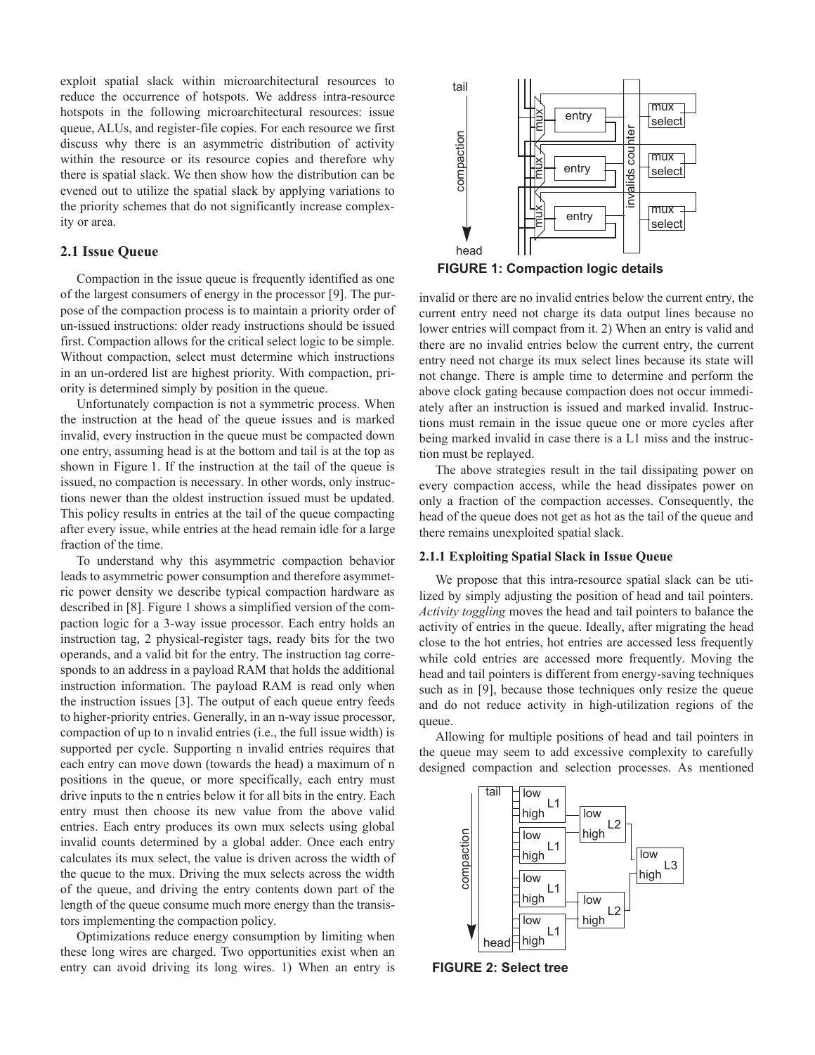exploit spatial slack within microarchitectural resources to reduce the occurrence of hotspots. We address intra-resource hotspots in the following microarchitectural resources: issue queue, ALUs, and register-file copies. For each resource we first discuss why there is an asymmetric distribution of activity within the resource or its resource copies and therefore why there is spatial slack. We then show how the distribution can be evened out to utilize the spatial slack by applying variations to the priority schemes that do not significantly increase complexity or area.

## 2.1 Issue Queue

Compaction in the issue queue is frequently identified as one of the largest consumers of energy in the processor [9]. The purpose of the compaction process is to maintain a priority order of un-issued instructions: older ready instructions should be issued first. Compaction allows for the critical select logic to be simple. Without compaction, select must determine which instructions in an un-ordered list are highest priority. With compaction, priority is determined simply by position in the queue.

Unfortunately compaction is not a symmetric process. When the instruction at the head of the queue issues and is marked invalid, every instruction in the queue must be compacted down one entry, assuming head is at the bottom and tail is at the top as shown in Figure 1. If the instruction at the tail of the queue is issued, no compaction is necessary. In other words, only instructions newer than the oldest instruction issued must be updated. This policy results in entries at the tail of the queue compacting after every issue, while entries at the head remain idle for a large fraction of the time.

To understand why this asymmetric compaction behavior leads to asymmetric power consumption and therefore asymmetric power density we describe typical compaction hardware as described in [8]. Figure 1 shows a simplified version of the compaction logic for a 3-way issue processor. Each entry holds an instruction tag, 2 physical-register tags, ready bits for the two operands, and a valid bit for the entry. The instruction tag corresponds to an address in a payload RAM that holds the additional instruction information. The payload RAM is read only when the instruction issues [3]. The output of each queue entry feeds to higher-priority entries. Generally, in an n-way issue processor, compaction of up to n invalid entries (i.e., the full issue width) is supported per cycle. Supporting n invalid entries requires that each entry can move down (towards the head) a maximum of n positions in the queue, or more specifically, each entry must drive inputs to the n entries below it for all bits in the entry. Each entry must then choose its new value from the above valid entries. Each entry produces its own mux selects using global invalid counts determined by a global adder. Once each entry calculates its mux select, the value is driven across the width of the queue to the mux. Driving the mux selects across the width of the queue, and driving the entry contents down part of the length of the queue consume much more energy than the transistors implementing the compaction policy.

Optimizations reduce energy consumption by limiting when these long wires are charged. Two opportunities exist when an entry can avoid driving its long wires. 1) When an entry is

tail

compaction

head

mux

entry

mux

entry

mux

entry

invalids counter

mux select

mux select

mux select

**FIGURE 1: Compaction logic details**

invalid or there are no invalid entries below the current entry, the current entry need not charge its data output lines because no lower entries will compact from it. 2) When an entry is valid and there are no invalid entries below the current entry, the current entry need not charge its mux select lines because its state will not change. There is ample time to determine and perform the above clock gating because compaction does not occur immediately after an instruction is issued and marked invalid. Instructions must remain in the issue queue one or more cycles after being marked invalid in case there is a L1 miss and the instruction must be replayed.

The above strategies result in the tail dissipating power on every compaction access, while the head dissipates power on only a fraction of the compaction accesses. Consequently, the head of the queue does not get as hot as the tail of the queue and there remains unexploited spatial slack.

### 2.1.1 Exploiting Spatial Slack in Issue Queue

We propose that this intra-resource spatial slack can be utilized by simply adjusting the position of head and tail pointers. *Activity toggling* moves the head and tail pointers to balance the activity of entries in the queue. Ideally, after migrating the head close to the hot entries, hot entries are accessed less frequently while cold entries are accessed more frequently. Moving the head and tail pointers is different from energy-saving techniques such as in [9], because those techniques only resize the queue and do not reduce activity in high-utilization regions of the queue.

Allowing for multiple positions of head and tail pointers in the queue may seem to add excessive complexity to carefully designed compaction and selection processes. As mentioned

tail

compaction

head

low L1 high

low L1 high

low L1 high

low L1 high

low L2 high

low L2 high

low L3 high

**FIGURE 2: Select tree**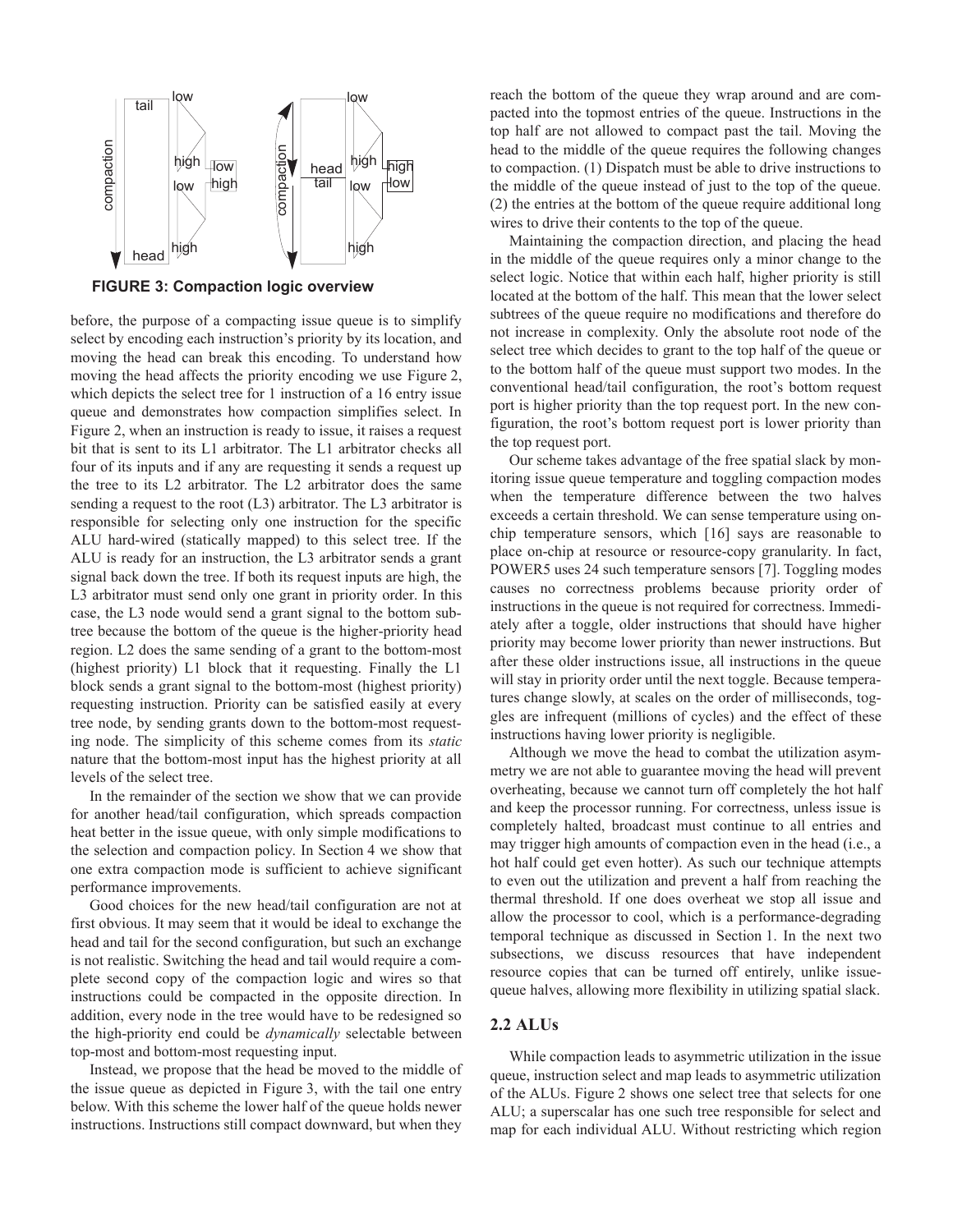tail

low

high

low

low

high

high

compaction

head

low

high

low

high

low

high

compaction

head

tail

**FIGURE 3: Compaction logic overview**

before, the purpose of a compacting issue queue is to simplify select by encoding each instruction's priority by its location, and moving the head can break this encoding. To understand how moving the head affects the priority encoding we use Figure 2, which depicts the select tree for 1 instruction of a 16 entry issue queue and demonstrates how compaction simplifies select. In Figure 2, when an instruction is ready to issue, it raises a request bit that is sent to its L1 arbitrator. The L1 arbitrator checks all four of its inputs and if any are requesting it sends a request up the tree to its L2 arbitrator. The L2 arbitrator does the same sending a request to the root (L3) arbitrator. The L3 arbitrator is responsible for selecting only one instruction for the specific ALU hard-wired (statically mapped) to this select tree. If the ALU is ready for an instruction, the L3 arbitrator sends a grant signal back down the tree. If both its request inputs are high, the L3 arbitrator must send only one grant in priority order. In this case, the L3 node would send a grant signal to the bottom subtree because the bottom of the queue is the higher-priority head region. L2 does the same sending of a grant to the bottom-most (highest priority) L1 block that it requesting. Finally the L1 block sends a grant signal to the bottom-most (highest priority) requesting instruction. Priority can be satisfied easily at every tree node, by sending grants down to the bottom-most requesting node. The simplicity of this scheme comes from its *static* nature that the bottom-most input has the highest priority at all levels of the select tree.

In the remainder of the section we show that we can provide for another head/tail configuration, which spreads compaction heat better in the issue queue, with only simple modifications to the selection and compaction policy. In Section 4 we show that one extra compaction mode is sufficient to achieve significant performance improvements.

Good choices for the new head/tail configuration are not at first obvious. It may seem that it would be ideal to exchange the head and tail for the second configuration, but such an exchange is not realistic. Switching the head and tail would require a complete second copy of the compaction logic and wires so that instructions could be compacted in the opposite direction. In addition, every node in the tree would have to be redesigned so the high-priority end could be *dynamically* selectable between top-most and bottom-most requesting input.

Instead, we propose that the head be moved to the middle of the issue queue as depicted in Figure 3, with the tail one entry below. With this scheme the lower half of the queue holds newer instructions. Instructions still compact downward, but when they reach the bottom of the queue they wrap around and are compacted into the topmost entries of the queue. Instructions in the top half are not allowed to compact past the tail. Moving the head to the middle of the queue requires the following changes to compaction. (1) Dispatch must be able to drive instructions to the middle of the queue instead of just to the top of the queue. (2) the entries at the bottom of the queue require additional long wires to drive their contents to the top of the queue.

Maintaining the compaction direction, and placing the head in the middle of the queue requires only a minor change to the select logic. Notice that within each half, higher priority is still located at the bottom of the half. This mean that the lower select subtrees of the queue require no modifications and therefore do not increase in complexity. Only the absolute root node of the select tree which decides to grant to the top half of the queue or to the bottom half of the queue must support two modes. In the conventional head/tail configuration, the root's bottom request port is higher priority than the top request port. In the new configuration, the root's bottom request port is lower priority than the top request port.

Our scheme takes advantage of the free spatial slack by monitoring issue queue temperature and toggling compaction modes when the temperature difference between the two halves exceeds a certain threshold. We can sense temperature using on-chip temperature sensors, which [16] says are reasonable to place on-chip at resource or resource-copy granularity. In fact, POWER5 uses 24 such temperature sensors [7]. Toggling modes causes no correctness problems because priority order of instructions in the queue is not required for correctness. Immediately after a toggle, older instructions that should have higher priority may become lower priority than newer instructions. But after these older instructions issue, all instructions in the queue will stay in priority order until the next toggle. Because temperatures change slowly, at scales on the order of milliseconds, toggles are infrequent (millions of cycles) and the effect of these instructions having lower priority is negligible.

Although we move the head to combat the utilization asymmetry we are not able to guarantee moving the head will prevent overheating, because we cannot turn off completely the hot half and keep the processor running. For correctness, unless issue is completely halted, broadcast must continue to all entries and may trigger high amounts of compaction even in the head (i.e., a hot half could get even hotter). As such our technique attempts to even out the utilization and prevent a half from reaching the thermal threshold. If one does overheat we stop all issue and allow the processor to cool, which is a performance-degrading temporal technique as discussed in Section 1. In the next two subsections, we discuss resources that have independent resource copies that can be turned off entirely, unlike issue-queue halves, allowing more flexibility in utilizing spatial slack.

## 2.2 ALUs

While compaction leads to asymmetric utilization in the issue queue, instruction select and map leads to asymmetric utilization of the ALUs. Figure 2 shows one select tree that selects for one ALU; a superscalar has one such tree responsible for select and map for each individual ALU. Without restricting which region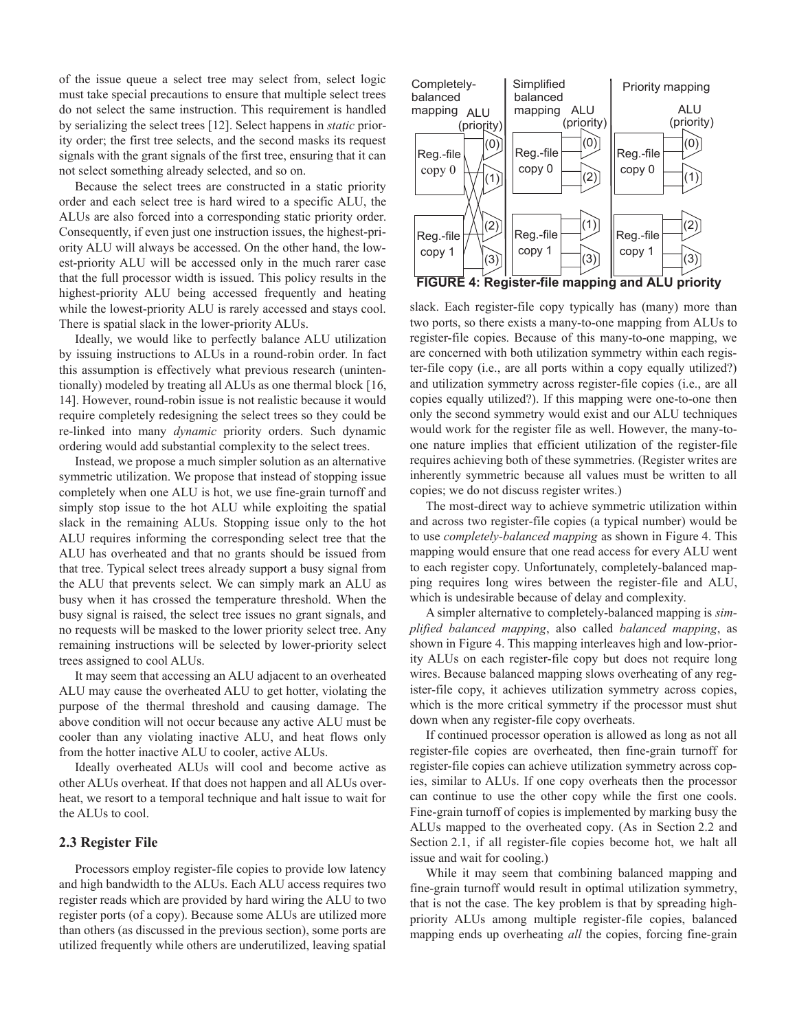of the issue queue a select tree may select from, select logic must take special precautions to ensure that multiple select trees do not select the same instruction. This requirement is handled by serializing the select trees [12]. Select happens in *static* priority order; the first tree selects, and the second masks its request signals with the grant signals of the first tree, ensuring that it can not select something already selected, and so on.

Because the select trees are constructed in a static priority order and each select tree is hard wired to a specific ALU, the ALUs are also forced into a corresponding static priority order. Consequently, if even just one instruction issues, the highest-priority ALU will always be accessed. On the other hand, the lowest-priority ALU will be accessed only in the much rarer case that the full processor width is issued. This policy results in the highest-priority ALU being accessed frequently and heating while the lowest-priority ALU is rarely accessed and stays cool. There is spatial slack in the lower-priority ALUs.

Ideally, we would like to perfectly balance ALU utilization by issuing instructions to ALUs in a round-robin order. In fact this assumption is effectively what previous research (unintentionally) modeled by treating all ALUs as one thermal block [16, 14]. However, round-robin issue is not realistic because it would require completely redesigning the select trees so they could be re-linked into many *dynamic* priority orders. Such dynamic ordering would add substantial complexity to the select trees.

Instead, we propose a much simpler solution as an alternative symmetric utilization. We propose that instead of stopping issue completely when one ALU is hot, we use fine-grain turnoff and simply stop issue to the hot ALU while exploiting the spatial slack in the remaining ALUs. Stopping issue only to the hot ALU requires informing the corresponding select tree that the ALU has overheated and that no grants should be issued from that tree. Typical select trees already support a busy signal from the ALU that prevents select. We can simply mark an ALU as busy when it has crossed the temperature threshold. When the busy signal is raised, the select tree issues no grant signals, and no requests will be masked to the lower priority select tree. Any remaining instructions will be selected by lower-priority select trees assigned to cool ALUs.

It may seem that accessing an ALU adjacent to an overheated ALU may cause the overheated ALU to get hotter, violating the purpose of the thermal threshold and causing damage. The above condition will not occur because any active ALU must be cooler than any violating inactive ALU, and heat flows only from the hotter inactive ALU to cooler, active ALUs.

Ideally overheated ALUs will cool and become active as other ALUs overheat. If that does not happen and all ALUs overheat, we resort to a temporal technique and halt issue to wait for the ALUs to cool.

### 2.3 Register File

Processors employ register-file copies to provide low latency and high bandwidth to the ALUs. Each ALU access requires two register reads which are provided by hard wiring the ALU to two register ports (of a copy). Because some ALUs are utilized more than others (as discussed in the previous section), some ports are utilized frequently while others are underutilized, leaving spatial slack. Each register-file copy typically has (many) more than two ports, so there exists a many-to-one mapping from ALUs to register-file copies. Because of this many-to-one mapping, we are concerned with both utilization symmetry within each register-file copy (i.e., are all ports within a copy equally utilized?) and utilization symmetry across register-file copies (i.e., are all copies equally utilized?). If this mapping were one-to-one then only the second symmetry would exist and our ALU techniques would work for the register file as well. However, the many-to-one nature implies that efficient utilization of the register-file requires achieving both of these symmetries. (Register writes are inherently symmetric because all values must be written to all copies; we do not discuss register writes.)

Completely-balanced mapping
ALU (priority)
Reg.-file copy 0
Reg.-file copy 1
(0) (1) (2) (3)

Simplified balanced mapping
ALU (priority)
Reg.-file copy 0
Reg.-file copy 1
(0) (2) (1) (3)

Priority mapping
ALU (priority)
Reg.-file copy 0
Reg.-file copy 1
(0) (1) (2) (3)

**FIGURE 4: Register-file mapping and ALU priority**

The most-direct way to achieve symmetric utilization within and across two register-file copies (a typical number) would be to use *completely-balanced mapping* as shown in Figure 4. This mapping would ensure that one read access for every ALU went to each register copy. Unfortunately, completely-balanced mapping requires long wires between the register-file and ALU, which is undesirable because of delay and complexity.

A simpler alternative to completely-balanced mapping is *simplified balanced mapping*, also called *balanced mapping*, as shown in Figure 4. This mapping interleaves high and low-priority ALUs on each register-file copy but does not require long wires. Because balanced mapping slows overheating of any register-file copy, it achieves utilization symmetry across copies, which is the more critical symmetry if the processor must shut down when any register-file copy overheats.

If continued processor operation is allowed as long as not all register-file copies are overheated, then fine-grain turnoff for register-file copies can achieve utilization symmetry across copies, similar to ALUs. If one copy overheats then the processor can continue to use the other copy while the first one cools. Fine-grain turnoff of copies is implemented by marking busy the ALUs mapped to the overheated copy. (As in Section 2.2 and Section 2.1, if all register-file copies become hot, we halt all issue and wait for cooling.)

While it may seem that combining balanced mapping and fine-grain turnoff would result in optimal utilization symmetry, that is not the case. The key problem is that by spreading high-priority ALUs among multiple register-file copies, balanced mapping ends up overheating *all* the copies, forcing fine-grain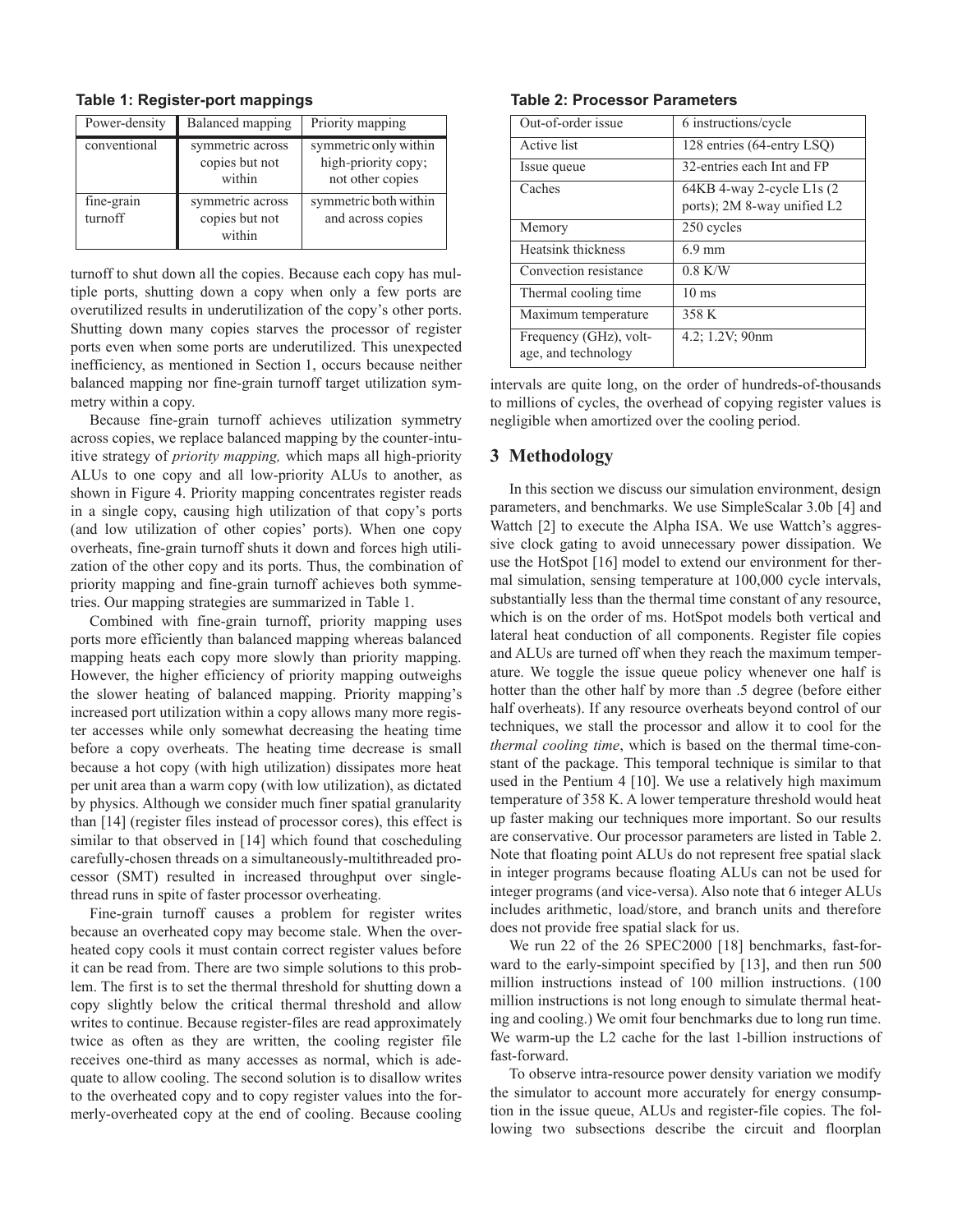**Table 1: Register-port mappings**

| Power-density | Balanced mapping | Priority mapping |
|---|---|---|
| conventional | symmetric across copies but not within | symmetric only within high-priority copy; not other copies |
| fine-grain turnoff | symmetric across copies but not within | symmetric both within and across copies |

turnoff to shut down all the copies. Because each copy has multiple ports, shutting down a copy when only a few ports are overutilized results in underutilization of the copy's other ports. Shutting down many copies starves the processor of register ports even when some ports are underutilized. This unexpected inefficiency, as mentioned in Section 1, occurs because neither balanced mapping nor fine-grain turnoff target utilization symmetry within a copy.

Because fine-grain turnoff achieves utilization symmetry across copies, we replace balanced mapping by the counter-intuitive strategy of *priority mapping,* which maps all high-priority ALUs to one copy and all low-priority ALUs to another, as shown in Figure 4. Priority mapping concentrates register reads in a single copy, causing high utilization of that copy's ports (and low utilization of other copies' ports). When one copy overheats, fine-grain turnoff shuts it down and forces high utilization of the other copy and its ports. Thus, the combination of priority mapping and fine-grain turnoff achieves both symmetries. Our mapping strategies are summarized in Table 1.

Combined with fine-grain turnoff, priority mapping uses ports more efficiently than balanced mapping whereas balanced mapping heats each copy more slowly than priority mapping. However, the higher efficiency of priority mapping outweighs the slower heating of balanced mapping. Priority mapping's increased port utilization within a copy allows many more register accesses while only somewhat decreasing the heating time before a copy overheats. The heating time decrease is small because a hot copy (with high utilization) dissipates more heat per unit area than a warm copy (with low utilization), as dictated by physics. Although we consider much finer spatial granularity than [14] (register files instead of processor cores), this effect is similar to that observed in [14] which found that coscheduling carefully-chosen threads on a simultaneously-multithreaded processor (SMT) resulted in increased throughput over single-thread runs in spite of faster processor overheating.

Fine-grain turnoff causes a problem for register writes because an overheated copy may become stale. When the overheated copy cools it must contain correct register values before it can be read from. There are two simple solutions to this problem. The first is to set the thermal threshold for shutting down a copy slightly below the critical thermal threshold and allow writes to continue. Because register-files are read approximately twice as often as they are written, the cooling register file receives one-third as many accesses as normal, which is adequate to allow cooling. The second solution is to disallow writes to the overheated copy and to copy register values into the formerly-overheated copy at the end of cooling. Because cooling intervals are quite long, on the order of hundreds-of-thousands to millions of cycles, the overhead of copying register values is negligible when amortized over the cooling period.

**Table 2: Processor Parameters**

| | |
|---|---|
| Out-of-order issue | 6 instructions/cycle |
| Active list | 128 entries (64-entry LSQ) |
| Issue queue | 32-entries each Int and FP |
| Caches | 64KB 4-way 2-cycle L1s (2 ports); 2M 8-way unified L2 |
| Memory | 250 cycles |
| Heatsink thickness | 6.9 mm |
| Convection resistance | 0.8 K/W |
| Thermal cooling time | 10 ms |
| Maximum temperature | 358 K |
| Frequency (GHz), voltage, and technology | 4.2; 1.2V; 90nm |

## 3 Methodology

In this section we discuss our simulation environment, design parameters, and benchmarks. We use SimpleScalar 3.0b [4] and Wattch [2] to execute the Alpha ISA. We use Wattch's aggressive clock gating to avoid unnecessary power dissipation. We use the HotSpot [16] model to extend our environment for thermal simulation, sensing temperature at 100,000 cycle intervals, substantially less than the thermal time constant of any resource, which is on the order of ms. HotSpot models both vertical and lateral heat conduction of all components. Register file copies and ALUs are turned off when they reach the maximum temperature. We toggle the issue queue policy whenever one half is hotter than the other half by more than .5 degree (before either half overheats). If any resource overheats beyond control of our techniques, we stall the processor and allow it to cool for the *thermal cooling time*, which is based on the thermal time-constant of the package. This temporal technique is similar to that used in the Pentium 4 [10]. We use a relatively high maximum temperature of 358 K. A lower temperature threshold would heat up faster making our techniques more important. So our results are conservative. Our processor parameters are listed in Table 2. Note that floating point ALUs do not represent free spatial slack in integer programs because floating ALUs can not be used for integer programs (and vice-versa). Also note that 6 integer ALUs includes arithmetic, load/store, and branch units and therefore does not provide free spatial slack for us.

We run 22 of the 26 SPEC2000 [18] benchmarks, fast-forward to the early-simpoint specified by [13], and then run 500 million instructions instead of 100 million instructions. (100 million instructions is not long enough to simulate thermal heating and cooling.) We omit four benchmarks due to long run time. We warm-up the L2 cache for the last 1-billion instructions of fast-forward.

To observe intra-resource power density variation we modify the simulator to account more accurately for energy consumption in the issue queue, ALUs and register-file copies. The following two subsections describe the circuit and floorplan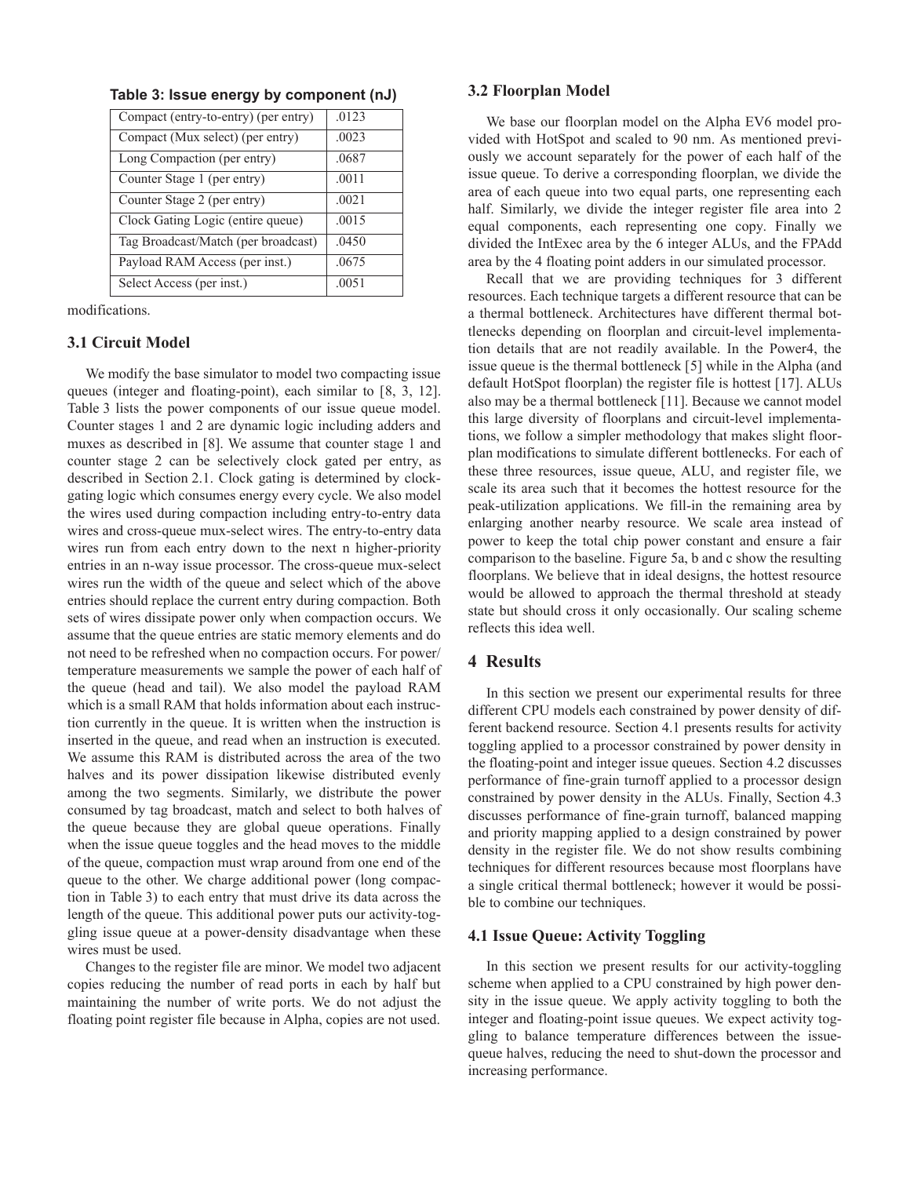**Table 3: Issue energy by component (nJ)**

| | |
|---|---|
| Compact (entry-to-entry) (per entry) | .0123 |
| Compact (Mux select) (per entry) | .0023 |
| Long Compaction (per entry) | .0687 |
| Counter Stage 1 (per entry) | .0011 |
| Counter Stage 2 (per entry) | .0021 |
| Clock Gating Logic (entire queue) | .0015 |
| Tag Broadcast/Match (per broadcast) | .0450 |
| Payload RAM Access (per inst.) | .0675 |
| Select Access (per inst.) | .0051 |

modifications.

### 3.1 Circuit Model

We modify the base simulator to model two compacting issue queues (integer and floating-point), each similar to [8, 3, 12]. Table 3 lists the power components of our issue queue model. Counter stages 1 and 2 are dynamic logic including adders and muxes as described in [8]. We assume that counter stage 1 and counter stage 2 can be selectively clock gated per entry, as described in Section 2.1. Clock gating is determined by clock-gating logic which consumes energy every cycle. We also model the wires used during compaction including entry-to-entry data wires and cross-queue mux-select wires. The entry-to-entry data wires run from each entry down to the next n higher-priority entries in an n-way issue processor. The cross-queue mux-select wires run the width of the queue and select which of the above entries should replace the current entry during compaction. Both sets of wires dissipate power only when compaction occurs. We assume that the queue entries are static memory elements and do not need to be refreshed when no compaction occurs. For power/temperature measurements we sample the power of each half of the queue (head and tail). We also model the payload RAM which is a small RAM that holds information about each instruction currently in the queue. It is written when the instruction is inserted in the queue, and read when an instruction is executed. We assume this RAM is distributed across the area of the two halves and its power dissipation likewise distributed evenly among the two segments. Similarly, we distribute the power consumed by tag broadcast, match and select to both halves of the queue because they are global queue operations. Finally when the issue queue toggles and the head moves to the middle of the queue, compaction must wrap around from one end of the queue to the other. We charge additional power (long compaction in Table 3) to each entry that must drive its data across the length of the queue. This additional power puts our activity-toggling issue queue at a power-density disadvantage when these wires must be used.

Changes to the register file are minor. We model two adjacent copies reducing the number of read ports in each by half but maintaining the number of write ports. We do not adjust the floating point register file because in Alpha, copies are not used.

### 3.2 Floorplan Model

We base our floorplan model on the Alpha EV6 model provided with HotSpot and scaled to 90 nm. As mentioned previously we account separately for the power of each half of the issue queue. To derive a corresponding floorplan, we divide the area of each queue into two equal parts, one representing each half. Similarly, we divide the integer register file area into 2 equal components, each representing one copy. Finally we divided the IntExec area by the 6 integer ALUs, and the FPAdd area by the 4 floating point adders in our simulated processor.

Recall that we are providing techniques for 3 different resources. Each technique targets a different resource that can be a thermal bottleneck. Architectures have different thermal bottlenecks depending on floorplan and circuit-level implementation details that are not readily available. In the Power4, the issue queue is the thermal bottleneck [5] while in the Alpha (and default HotSpot floorplan) the register file is hottest [17]. ALUs also may be a thermal bottleneck [11]. Because we cannot model this large diversity of floorplans and circuit-level implementations, we follow a simpler methodology that makes slight floorplan modifications to simulate different bottlenecks. For each of these three resources, issue queue, ALU, and register file, we scale its area such that it becomes the hottest resource for the peak-utilization applications. We fill-in the remaining area by enlarging another nearby resource. We scale area instead of power to keep the total chip power constant and ensure a fair comparison to the baseline. Figure 5a, b and c show the resulting floorplans. We believe that in ideal designs, the hottest resource would be allowed to approach the thermal threshold at steady state but should cross it only occasionally. Our scaling scheme reflects this idea well.

## 4 Results

In this section we present our experimental results for three different CPU models each constrained by power density of different backend resource. Section 4.1 presents results for activity toggling applied to a processor constrained by power density in the floating-point and integer issue queues. Section 4.2 discusses performance of fine-grain turnoff applied to a processor design constrained by power density in the ALUs. Finally, Section 4.3 discusses performance of fine-grain turnoff, balanced mapping and priority mapping applied to a design constrained by power density in the register file. We do not show results combining techniques for different resources because most floorplans have a single critical thermal bottleneck; however it would be possible to combine our techniques.

### 4.1 Issue Queue: Activity Toggling

In this section we present results for our activity-toggling scheme when applied to a CPU constrained by high power density in the issue queue. We apply activity toggling to both the integer and floating-point issue queues. We expect activity toggling to balance temperature differences between the issue-queue halves, reducing the need to shut-down the processor and increasing performance.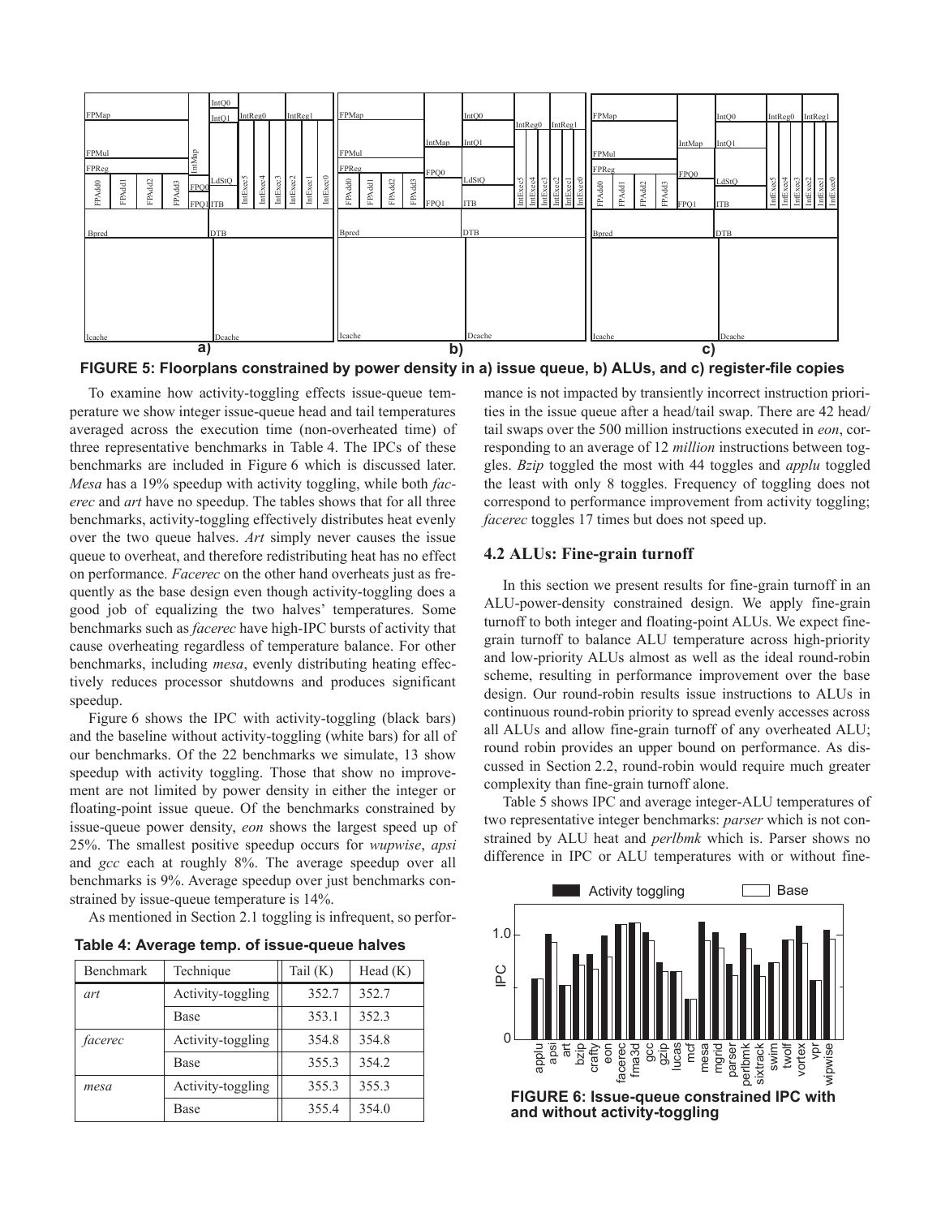FIGURE 5: Floorplans constrained by power density in a) issue queue, b) ALUs, and c) register-file copies

To examine how activity-toggling effects issue-queue temperature we show integer issue-queue head and tail temperatures averaged across the execution time (non-overheated time) of three representative benchmarks in Table 4. The IPCs of these benchmarks are included in Figure 6 which is discussed later. *Mesa* has a 19% speedup with activity toggling, while both *facerec* and *art* have no speedup. The tables shows that for all three benchmarks, activity-toggling effectively distributes heat evenly over the two queue halves. *Art* simply never causes the issue queue to overheat, and therefore redistributing heat has no effect on performance. *Facerec* on the other hand overheats just as frequently as the base design even though activity-toggling does a good job of equalizing the two halves' temperatures. Some benchmarks such as *facerec* have high-IPC bursts of activity that cause overheating regardless of temperature balance. For other benchmarks, including *mesa*, evenly distributing heating effectively reduces processor shutdowns and produces significant speedup.

Figure 6 shows the IPC with activity-toggling (black bars) and the baseline without activity-toggling (white bars) for all of our benchmarks. Of the 22 benchmarks we simulate, 13 show speedup with activity toggling. Those that show no improvement are not limited by power density in either the integer or floating-point issue queue. Of the benchmarks constrained by issue-queue power density, *eon* shows the largest speed up of 25%. The smallest positive speedup occurs for *wupwise*, *apsi* and *gcc* each at roughly 8%. The average speedup over all benchmarks is 9%. Average speedup over just benchmarks constrained by issue-queue temperature is 14%.

As mentioned in Section 2.1 toggling is infrequent, so performance is not impacted by transiently incorrect instruction priorities in the issue queue after a head/tail swap. There are 42 head/tail swaps over the 500 million instructions executed in *eon*, corresponding to an average of 12 *million* instructions between toggles. *Bzip* toggled the most with 44 toggles and *applu* toggled the least with only 8 toggles. Frequency of toggling does not correspond to performance improvement from activity toggling; *facerec* toggles 17 times but does not speed up.

**Table 4: Average temp. of issue-queue halves**

| Benchmark | Technique | Tail (K) | Head (K) |
|---|---|---|---|
| *art* | Activity-toggling | 352.7 | 352.7 |
| | Base | 353.1 | 352.3 |
| *facerec* | Activity-toggling | 354.8 | 354.8 |
| | Base | 355.3 | 354.2 |
| *mesa* | Activity-toggling | 355.3 | 355.3 |
| | Base | 355.4 | 354.0 |

## 4.2 ALUs: Fine-grain turnoff

In this section we present results for fine-grain turnoff in an ALU-power-density constrained design. We apply fine-grain turnoff to both integer and floating-point ALUs. We expect fine-grain turnoff to balance ALU temperature across high-priority and low-priority ALUs almost as well as the ideal round-robin scheme, resulting in performance improvement over the base design. Our round-robin results issue instructions to ALUs in continuous round-robin priority to spread evenly accesses across all ALUs and allow fine-grain turnoff of any overheated ALU; round robin provides an upper bound on performance. As discussed in Section 2.2, round-robin would require much greater complexity than fine-grain turnoff alone.

Table 5 shows IPC and average integer-ALU temperatures of two representative integer benchmarks: *parser* which is not constrained by ALU heat and *perlbmk* which is. Parser shows no difference in IPC or ALU temperatures with or without fine-

FIGURE 6: Issue-queue constrained IPC with and without activity-toggling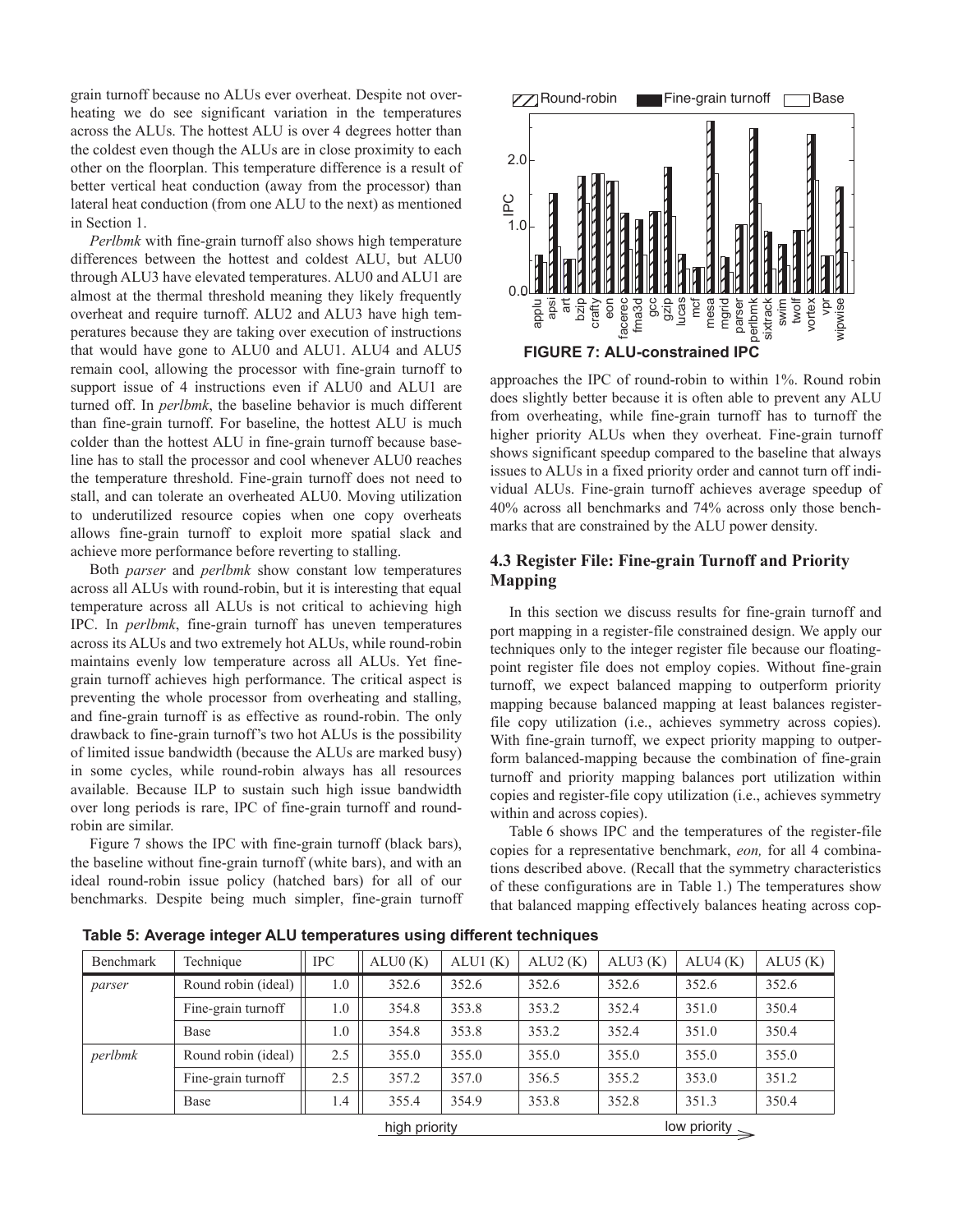grain turnoff because no ALUs ever overheat. Despite not overheating we do see significant variation in the temperatures across the ALUs. The hottest ALU is over 4 degrees hotter than the coldest even though the ALUs are in close proximity to each other on the floorplan. This temperature difference is a result of better vertical heat conduction (away from the processor) than lateral heat conduction (from one ALU to the next) as mentioned in Section 1.

*Perlbmk* with fine-grain turnoff also shows high temperature differences between the hottest and coldest ALU, but ALU0 through ALU3 have elevated temperatures. ALU0 and ALU1 are almost at the thermal threshold meaning they likely frequently overheat and require turnoff. ALU2 and ALU3 have high temperatures because they are taking over execution of instructions that would have gone to ALU0 and ALU1. ALU4 and ALU5 remain cool, allowing the processor with fine-grain turnoff to support issue of 4 instructions even if ALU0 and ALU1 are turned off. In *perlbmk*, the baseline behavior is much different than fine-grain turnoff. For baseline, the hottest ALU is much colder than the hottest ALU in fine-grain turnoff because baseline has to stall the processor and cool whenever ALU0 reaches the temperature threshold. Fine-grain turnoff does not need to stall, and can tolerate an overheated ALU0. Moving utilization to underutilized resource copies when one copy overheats allows fine-grain turnoff to exploit more spatial slack and achieve more performance before reverting to stalling.

Both *parser* and *perlbmk* show constant low temperatures across all ALUs with round-robin, but it is interesting that equal temperature across all ALUs is not critical to achieving high IPC. In *perlbmk*, fine-grain turnoff has uneven temperatures across its ALUs and two extremely hot ALUs, while round-robin maintains evenly low temperature across all ALUs. Yet fine-grain turnoff achieves high performance. The critical aspect is preventing the whole processor from overheating and stalling, and fine-grain turnoff is as effective as round-robin. The only drawback to fine-grain turnoff's two hot ALUs is the possibility of limited issue bandwidth (because the ALUs are marked busy) in some cycles, while round-robin always has all resources available. Because ILP to sustain such high issue bandwidth over long periods is rare, IPC of fine-grain turnoff and round-robin are similar.

Figure 7 shows the IPC with fine-grain turnoff (black bars), the baseline without fine-grain turnoff (white bars), and with an ideal round-robin issue policy (hatched bars) for all of our benchmarks. Despite being much simpler, fine-grain turnoff approaches the IPC of round-robin to within 1%. Round robin does slightly better because it is often able to prevent any ALU from overheating, while fine-grain turnoff has to turnoff the higher priority ALUs when they overheat. Fine-grain turnoff shows significant speedup compared to the baseline that always issues to ALUs in a fixed priority order and cannot turn off individual ALUs. Fine-grain turnoff achieves average speedup of 40% across all benchmarks and 74% across only those benchmarks that are constrained by the ALU power density.

**FIGURE 7: ALU-constrained IPC**

## 4.3 Register File: Fine-grain Turnoff and Priority Mapping

In this section we discuss results for fine-grain turnoff and port mapping in a register-file constrained design. We apply our techniques only to the integer register file because our floating-point register file does not employ copies. Without fine-grain turnoff, we expect balanced mapping to outperform priority mapping because balanced mapping at least balances register-file copy utilization (i.e., achieves symmetry across copies). With fine-grain turnoff, we expect priority mapping to outperform balanced-mapping because the combination of fine-grain turnoff and priority mapping balances port utilization within copies and register-file copy utilization (i.e., achieves symmetry within and across copies).

Table 6 shows IPC and the temperatures of the register-file copies for a representative benchmark, *eon,* for all 4 combinations described above. (Recall that the symmetry characteristics of these configurations are in Table 1.) The temperatures show that balanced mapping effectively balances heating across cop-

**Table 5: Average integer ALU temperatures using different techniques**

| Benchmark | Technique | IPC | ALU0 (K) | ALU1 (K) | ALU2 (K) | ALU3 (K) | ALU4 (K) | ALU5 (K) |
|---|---|---|---|---|---|---|---|---|
| *parser* | Round robin (ideal) | 1.0 | 352.6 | 352.6 | 352.6 | 352.6 | 352.6 | 352.6 |
| | Fine-grain turnoff | 1.0 | 354.8 | 353.8 | 353.2 | 352.4 | 351.0 | 350.4 |
| | Base | 1.0 | 354.8 | 353.8 | 353.2 | 352.4 | 351.0 | 350.4 |
| *perlbmk* | Round robin (ideal) | 2.5 | 355.0 | 355.0 | 355.0 | 355.0 | 355.0 | 355.0 |
| | Fine-grain turnoff | 2.5 | 357.2 | 357.0 | 356.5 | 355.2 | 353.0 | 351.2 |
| | Base | 1.4 | 355.4 | 354.9 | 353.8 | 352.8 | 351.3 | 350.4 |

high priority → low priority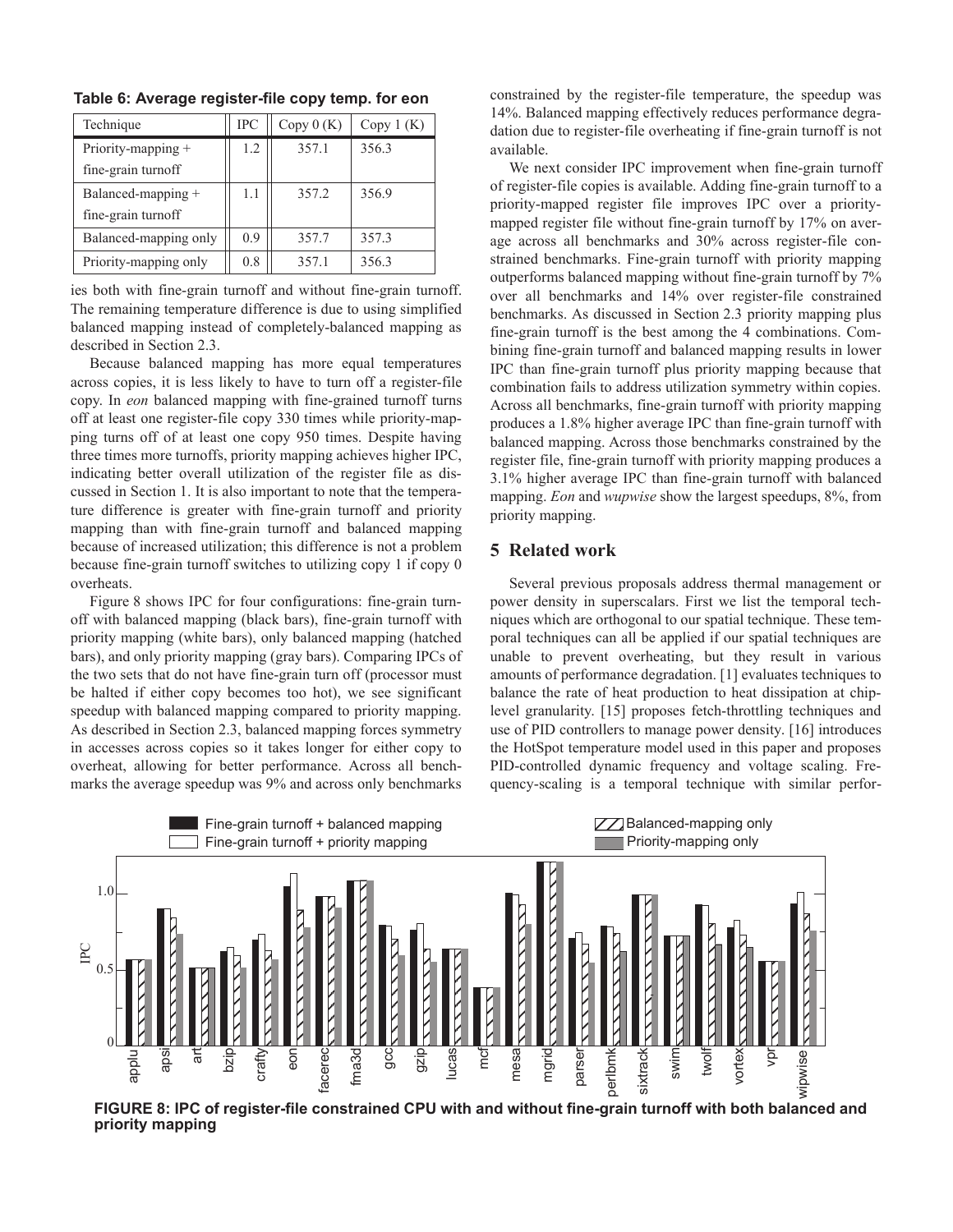**Table 6: Average register-file copy temp. for eon**

| Technique | IPC | Copy 0 (K) | Copy 1 (K) |
|---|---|---|---|
| Priority-mapping + fine-grain turnoff | 1.2 | 357.1 | 356.3 |
| Balanced-mapping + fine-grain turnoff | 1.1 | 357.2 | 356.9 |
| Balanced-mapping only | 0.9 | 357.7 | 357.3 |
| Priority-mapping only | 0.8 | 357.1 | 356.3 |

ies both with fine-grain turnoff and without fine-grain turnoff. The remaining temperature difference is due to using simplified balanced mapping instead of completely-balanced mapping as described in Section 2.3.

Because balanced mapping has more equal temperatures across copies, it is less likely to have to turn off a register-file copy. In *eon* balanced mapping with fine-grained turnoff turns off at least one register-file copy 330 times while priority-mapping turns off of at least one copy 950 times. Despite having three times more turnoffs, priority mapping achieves higher IPC, indicating better overall utilization of the register file as discussed in Section 1. It is also important to note that the temperature difference is greater with fine-grain turnoff and priority mapping than with fine-grain turnoff and balanced mapping because of increased utilization; this difference is not a problem because fine-grain turnoff switches to utilizing copy 1 if copy 0 overheats.

Figure 8 shows IPC for four configurations: fine-grain turnoff with balanced mapping (black bars), fine-grain turnoff with priority mapping (white bars), only balanced mapping (hatched bars), and only priority mapping (gray bars). Comparing IPCs of the two sets that do not have fine-grain turn off (processor must be halted if either copy becomes too hot), we see significant speedup with balanced mapping compared to priority mapping. As described in Section 2.3, balanced mapping forces symmetry in accesses across copies so it takes longer for either copy to overheat, allowing for better performance. Across all benchmarks the average speedup was 9% and across only benchmarks constrained by the register-file temperature, the speedup was 14%. Balanced mapping effectively reduces performance degradation due to register-file overheating if fine-grain turnoff is not available.

We next consider IPC improvement when fine-grain turnoff of register-file copies is available. Adding fine-grain turnoff to a priority-mapped register file improves IPC over a priority-mapped register file without fine-grain turnoff by 17% on average across all benchmarks and 30% across register-file constrained benchmarks. Fine-grain turnoff with priority mapping outperforms balanced mapping without fine-grain turnoff by 7% over all benchmarks and 14% over register-file constrained benchmarks. As discussed in Section 2.3 priority mapping plus fine-grain turnoff is the best among the 4 combinations. Combining fine-grain turnoff and balanced mapping results in lower IPC than fine-grain turnoff plus priority mapping because that combination fails to address utilization symmetry within copies. Across all benchmarks, fine-grain turnoff with priority mapping produces a 1.8% higher average IPC than fine-grain turnoff with balanced mapping. Across those benchmarks constrained by the register file, fine-grain turnoff with priority mapping produces a 3.1% higher average IPC than fine-grain turnoff with balanced mapping. *Eon* and *wupwise* show the largest speedups, 8%, from priority mapping.

## 5 Related work

Several previous proposals address thermal management or power density in superscalars. First we list the temporal techniques which are orthogonal to our spatial technique. These temporal techniques can all be applied if our spatial techniques are unable to prevent overheating, but they result in various amounts of performance degradation. [1] evaluates techniques to balance the rate of heat production to heat dissipation at chip-level granularity. [15] proposes fetch-throttling techniques and use of PID controllers to manage power density. [16] introduces the HotSpot temperature model used in this paper and proposes PID-controlled dynamic frequency and voltage scaling. Frequency-scaling is a temporal technique with similar perfor-

**FIGURE 8: IPC of register-file constrained CPU with and without fine-grain turnoff with both balanced and priority mapping**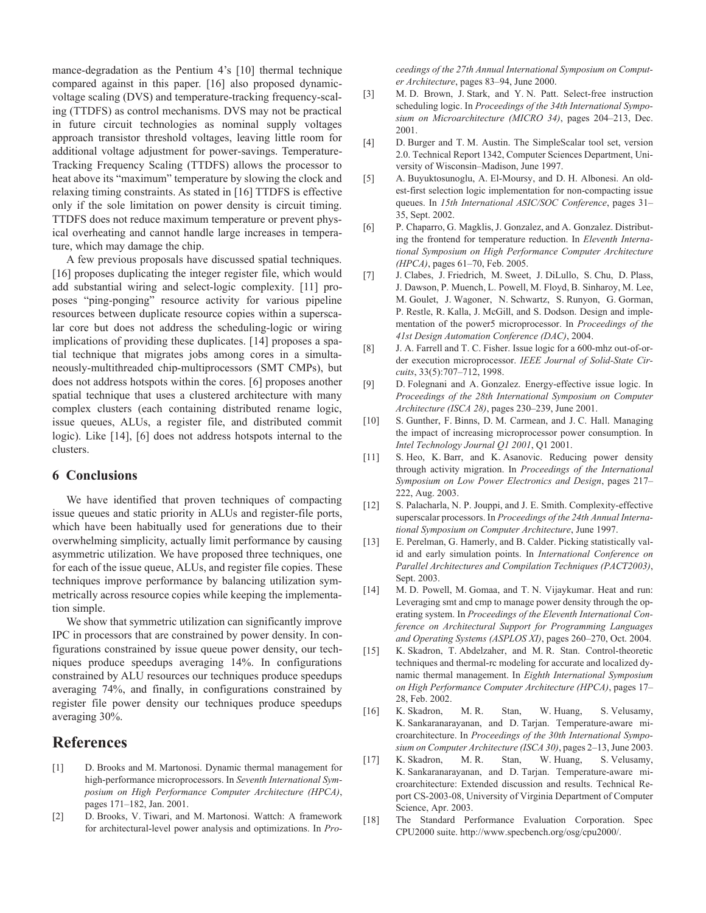mance-degradation as the Pentium 4's [10] thermal technique compared against in this paper. [16] also proposed dynamic-voltage scaling (DVS) and temperature-tracking frequency-scaling (TTDFS) as control mechanisms. DVS may not be practical in future circuit technologies as nominal supply voltages approach transistor threshold voltages, leaving little room for additional voltage adjustment for power-savings. Temperature-Tracking Frequency Scaling (TTDFS) allows the processor to heat above its "maximum" temperature by slowing the clock and relaxing timing constraints. As stated in [16] TTDFS is effective only if the sole limitation on power density is circuit timing. TTDFS does not reduce maximum temperature or prevent physical overheating and cannot handle large increases in temperature, which may damage the chip.

A few previous proposals have discussed spatial techniques. [16] proposes duplicating the integer register file, which would add substantial wiring and select-logic complexity. [11] proposes "ping-ponging" resource activity for various pipeline resources between duplicate resource copies within a superscalar core but does not address the scheduling-logic or wiring implications of providing these duplicates. [14] proposes a spatial technique that migrates jobs among cores in a simultaneously-multithreaded chip-multiprocessors (SMT CMPs), but does not address hotspots within the cores. [6] proposes another spatial technique that uses a clustered architecture with many complex clusters (each containing distributed rename logic, issue queues, ALUs, a register file, and distributed commit logic). Like [14], [6] does not address hotspots internal to the clusters.

## 6 Conclusions

We have identified that proven techniques of compacting issue queues and static priority in ALUs and register-file ports, which have been habitually used for generations due to their overwhelming simplicity, actually limit performance by causing asymmetric utilization. We have proposed three techniques, one for each of the issue queue, ALUs, and register file copies. These techniques improve performance by balancing utilization symmetrically across resource copies while keeping the implementation simple.

We show that symmetric utilization can significantly improve IPC in processors that are constrained by power density. In configurations constrained by issue queue power density, our techniques produce speedups averaging 14%. In configurations constrained by ALU resources our techniques produce speedups averaging 74%, and finally, in configurations constrained by register file power density our techniques produce speedups averaging 30%.

# References

[1] D. Brooks and M. Martonosi. Dynamic thermal management for high-performance microprocessors. In *Seventh International Symposium on High Performance Computer Architecture (HPCA)*, pages 171–182, Jan. 2001.

[2] D. Brooks, V. Tiwari, and M. Martonosi. Wattch: A framework for architectural-level power analysis and optimizations. In *Proceedings of the 27th Annual International Symposium on Computer Architecture*, pages 83–94, June 2000.

[3] M. D. Brown, J. Stark, and Y. N. Patt. Select-free instruction scheduling logic. In *Proceedings of the 34th International Symposium on Microarchitecture (MICRO 34)*, pages 204–213, Dec. 2001.

[4] D. Burger and T. M. Austin. The SimpleScalar tool set, version 2.0. Technical Report 1342, Computer Sciences Department, University of Wisconsin–Madison, June 1997.

[5] A. Buyuktosunoglu, A. El-Moursy, and D. H. Albonesi. An oldest-first selection logic implementation for non-compacting issue queues. In *15th International ASIC/SOC Conference*, pages 31–35, Sept. 2002.

[6] P. Chaparro, G. Magklis, J. Gonzalez, and A. Gonzalez. Distributing the frontend for temperature reduction. In *Eleventh International Symposium on High Performance Computer Architecture (HPCA)*, pages 61–70, Feb. 2005.

[7] J. Clabes, J. Friedrich, M. Sweet, J. DiLullo, S. Chu, D. Plass, J. Dawson, P. Muench, L. Powell, M. Floyd, B. Sinharoy, M. Lee, M. Goulet, J. Wagoner, N. Schwartz, S. Runyon, G. Gorman, P. Restle, R. Kalla, J. McGill, and S. Dodson. Design and implementation of the power5 microprocessor. In *Proceedings of the 41st Design Automation Conference (DAC)*, 2004.

[8] J. A. Farrell and T. C. Fisher. Issue logic for a 600-mhz out-of-order execution microprocessor. *IEEE Journal of Solid-State Circuits*, 33(5):707–712, 1998.

[9] D. Folegnani and A. Gonzalez. Energy-effective issue logic. In *Proceedings of the 28th International Symposium on Computer Architecture (ISCA 28)*, pages 230–239, June 2001.

[10] S. Gunther, F. Binns, D. M. Carmean, and J. C. Hall. Managing the impact of increasing microprocessor power consumption. In *Intel Technology Journal Q1 2001*, Q1 2001.

[11] S. Heo, K. Barr, and K. Asanovic. Reducing power density through activity migration. In *Proceedings of the International Symposium on Low Power Electronics and Design*, pages 217–222, Aug. 2003.

[12] S. Palacharla, N. P. Jouppi, and J. E. Smith. Complexity-effective superscalar processors. In *Proceedings of the 24th Annual International Symposium on Computer Architecture*, June 1997.

[13] E. Perelman, G. Hamerly, and B. Calder. Picking statistically valid and early simulation points. In *International Conference on Parallel Architectures and Compilation Techniques (PACT2003)*, Sept. 2003.

[14] M. D. Powell, M. Gomaa, and T. N. Vijaykumar. Heat and run: Leveraging smt and cmp to manage power density through the operating system. In *Proceedings of the Eleventh International Conference on Architectural Support for Programming Languages and Operating Systems (ASPLOS XI)*, pages 260–270, Oct. 2004.

[15] K. Skadron, T. Abdelzaher, and M. R. Stan. Control-theoretic techniques and thermal-rc modeling for accurate and localized dynamic thermal management. In *Eighth International Symposium on High Performance Computer Architecture (HPCA)*, pages 17–28, Feb. 2002.

[16] K. Skadron, M. R. Stan, W. Huang, S. Velusamy, K. Sankaranarayanan, and D. Tarjan. Temperature-aware microarchitecture. In *Proceedings of the 30th International Symposium on Computer Architecture (ISCA 30)*, pages 2–13, June 2003.

[17] K. Skadron, M. R. Stan, W. Huang, S. Velusamy, K. Sankaranarayanan, and D. Tarjan. Temperature-aware microarchitecture: Extended discussion and results. Technical Report CS-2003-08, University of Virginia Department of Computer Science, Apr. 2003.

[18] The Standard Performance Evaluation Corporation. Spec CPU2000 suite. http://www.specbench.org/osg/cpu2000/.